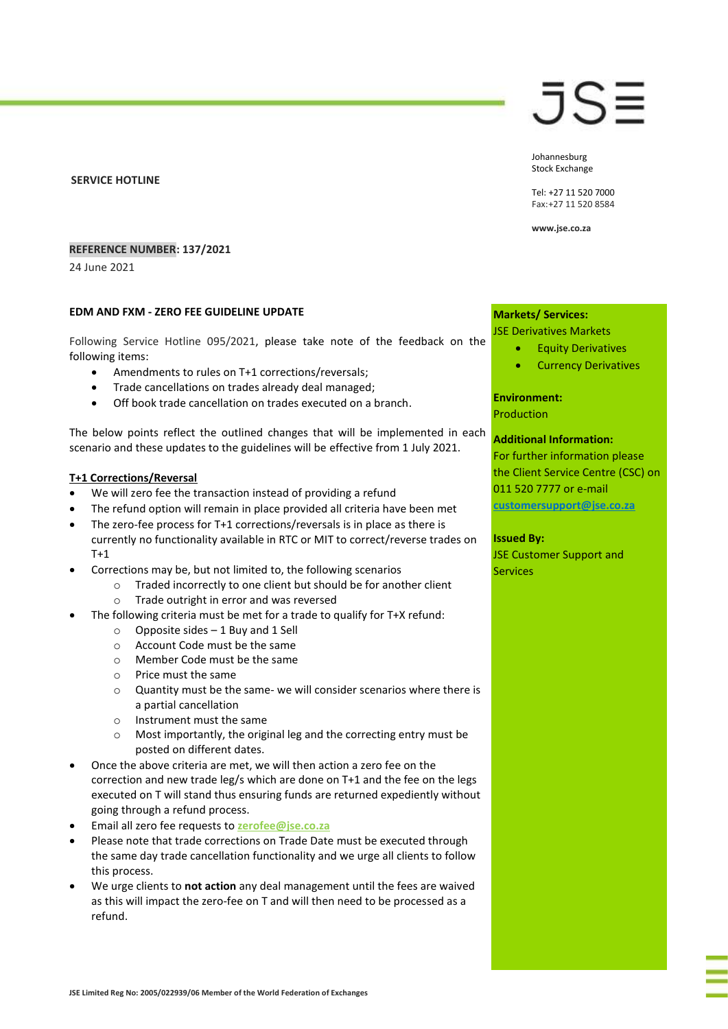JSE

Johannesburg Stock Exchange

Tel: +27 11 520 7000
Fax:+27 11 520 8584

www.jse.co.za

**SERVICE HOTLINE**

**REFERENCE NUMBER: 137/2021**
24 June 2021

**Markets/ Services:**
JSE Derivatives Markets

- Equity Derivatives
- Currency Derivatives

**Environment:**
Production

**Additional Information:**
For further information please the Client Service Centre (CSC) on 011 520 7777 or e-mail customersupport@jse.co.za

**Issued By:**
JSE Customer Support and Services

## EDM AND FXM - ZERO FEE GUIDELINE UPDATE

Following Service Hotline 095/2021, please take note of the feedback on the following items:

- Amendments to rules on T+1 corrections/reversals;
- Trade cancellations on trades already deal managed;
- Off book trade cancellation on trades executed on a branch.

The below points reflect the outlined changes that will be implemented in each scenario and these updates to the guidelines will be effective from 1 July 2021.

### T+1 Corrections/Reversal

- We will zero fee the transaction instead of providing a refund
- The refund option will remain in place provided all criteria have been met
- The zero-fee process for T+1 corrections/reversals is in place as there is currently no functionality available in RTC or MIT to correct/reverse trades on T+1
- Corrections may be, but not limited to, the following scenarios
  - Traded incorrectly to one client but should be for another client
  - Trade outright in error and was reversed
- The following criteria must be met for a trade to qualify for T+X refund:
  - Opposite sides – 1 Buy and 1 Sell
  - Account Code must be the same
  - Member Code must be the same
  - Price must the same
  - Quantity must be the same- we will consider scenarios where there is a partial cancellation
  - Instrument must the same
  - Most importantly, the original leg and the correcting entry must be posted on different dates.
- Once the above criteria are met, we will then action a zero fee on the correction and new trade leg/s which are done on T+1 and the fee on the legs executed on T will stand thus ensuring funds are returned expediently without going through a refund process.
- Email all zero fee requests to zerofee@jse.co.za
- Please note that trade corrections on Trade Date must be executed through the same day trade cancellation functionality and we urge all clients to follow this process.
- We urge clients to **not action** any deal management until the fees are waived as this will impact the zero-fee on T and will then need to be processed as a refund.

JSE Limited Reg No: 2005/022939/06 Member of the World Federation of Exchanges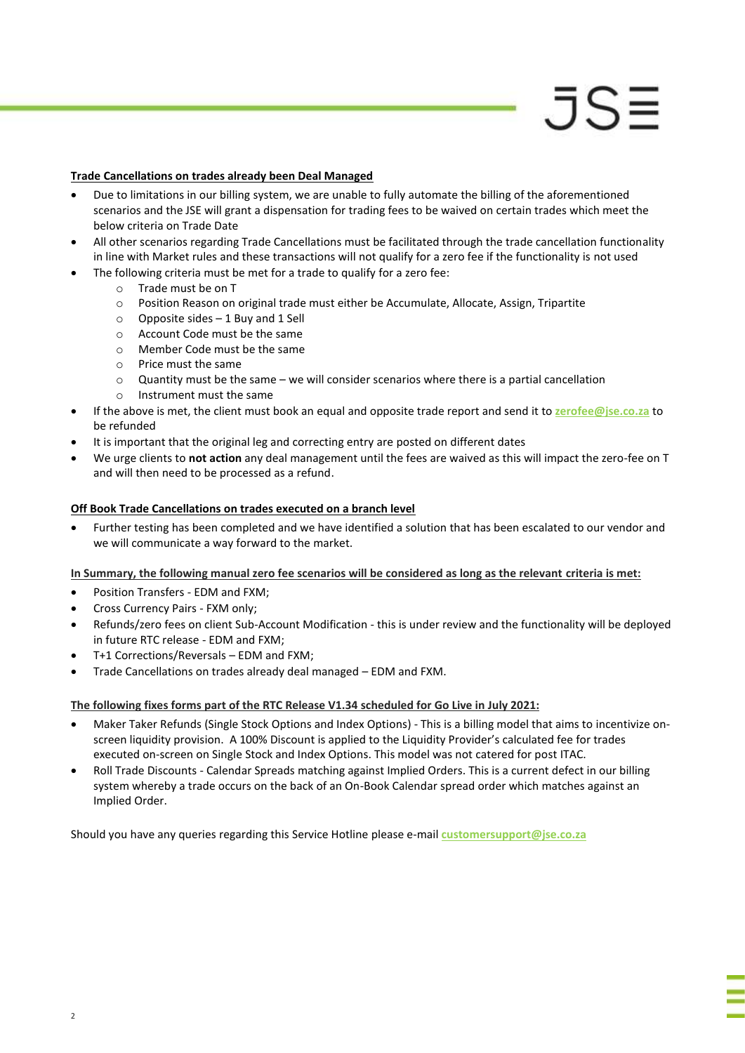**Trade Cancellations on trades already been Deal Managed**

- Due to limitations in our billing system, we are unable to fully automate the billing of the aforementioned scenarios and the JSE will grant a dispensation for trading fees to be waived on certain trades which meet the below criteria on Trade Date
- All other scenarios regarding Trade Cancellations must be facilitated through the trade cancellation functionality in line with Market rules and these transactions will not qualify for a zero fee if the functionality is not used
- The following criteria must be met for a trade to qualify for a zero fee:
    - Trade must be on T
    - Position Reason on original trade must either be Accumulate, Allocate, Assign, Tripartite
    - Opposite sides – 1 Buy and 1 Sell
    - Account Code must be the same
    - Member Code must be the same
    - Price must the same
    - Quantity must be the same – we will consider scenarios where there is a partial cancellation
    - Instrument must the same
- If the above is met, the client must book an equal and opposite trade report and send it to zerofee@jse.co.za to be refunded
- It is important that the original leg and correcting entry are posted on different dates
- We urge clients to **not action** any deal management until the fees are waived as this will impact the zero-fee on T and will then need to be processed as a refund.

**Off Book Trade Cancellations on trades executed on a branch level**

- Further testing has been completed and we have identified a solution that has been escalated to our vendor and we will communicate a way forward to the market.

**In Summary, the following manual zero fee scenarios will be considered as long as the relevant criteria is met:**

- Position Transfers - EDM and FXM;
- Cross Currency Pairs - FXM only;
- Refunds/zero fees on client Sub-Account Modification - this is under review and the functionality will be deployed in future RTC release - EDM and FXM;
- T+1 Corrections/Reversals – EDM and FXM;
- Trade Cancellations on trades already deal managed – EDM and FXM.

**The following fixes forms part of the RTC Release V1.34 scheduled for Go Live in July 2021:**

- Maker Taker Refunds (Single Stock Options and Index Options) - This is a billing model that aims to incentivize on-screen liquidity provision. A 100% Discount is applied to the Liquidity Provider's calculated fee for trades executed on-screen on Single Stock and Index Options. This model was not catered for post ITAC.
- Roll Trade Discounts - Calendar Spreads matching against Implied Orders. This is a current defect in our billing system whereby a trade occurs on the back of an On-Book Calendar spread order which matches against an Implied Order.

Should you have any queries regarding this Service Hotline please e-mail customersupport@jse.co.za